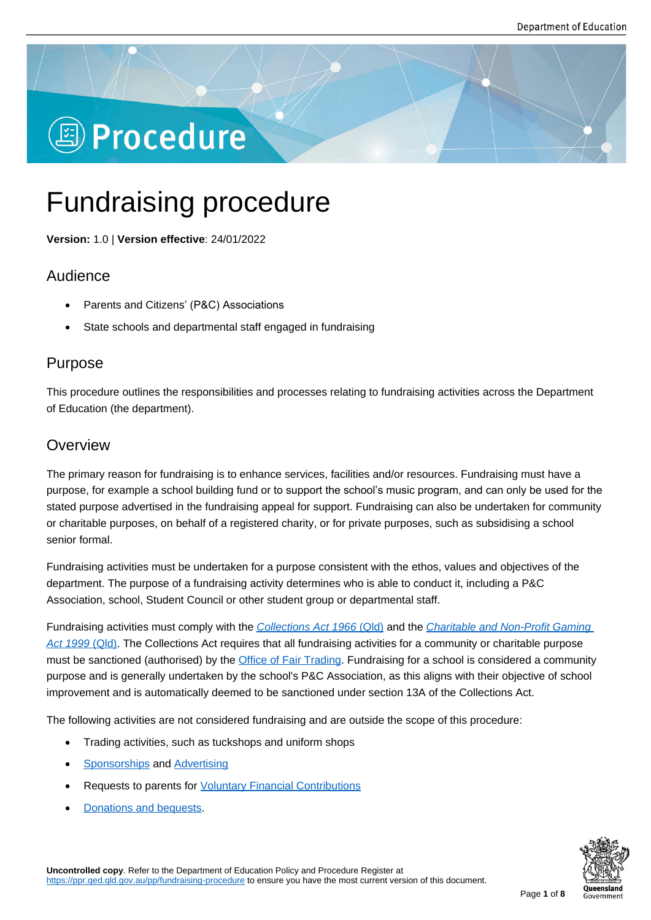# Procedure

# Fundraising procedure

**Version:** 1.0 | **Version effective**: 24/01/2022

## Audience

- Parents and Citizens' (P&C) Associations
- State schools and departmental staff engaged in fundraising

## Purpose

This procedure outlines the responsibilities and processes relating to fundraising activities across the Department of Education (the department).

## Overview

The primary reason for fundraising is to enhance services, facilities and/or resources. Fundraising must have a purpose, for example a school building fund or to support the school's music program, and can only be used for the stated purpose advertised in the fundraising appeal for support. Fundraising can also be undertaken for community or charitable purposes, on behalf of a registered charity, or for private purposes, such as subsidising a school senior formal.

Fundraising activities must be undertaken for a purpose consistent with the ethos, values and objectives of the department. The purpose of a fundraising activity determines who is able to conduct it, including a P&C Association, school, Student Council or other student group or departmental staff.

Fundraising activities must comply with the *Collections Act 1966* (Qld) and the *Charitable and Non-Profit Gaming Act 1999* (Qld). The Collections Act requires that all fundraising activities for a community or charitable purpose must be sanctioned (authorised) by the Office of Fair Trading. Fundraising for a school is considered a community purpose and is generally undertaken by the school's P&C Association, as this aligns with their objective of school improvement and is automatically deemed to be sanctioned under section 13A of the Collections Act.

The following activities are not considered fundraising and are outside the scope of this procedure:

- Trading activities, such as tuckshops and uniform shops
- Sponsorships and Advertising
- Requests to parents for Voluntary Financial Contributions
- Donations and bequests.

**Uncontrolled copy**. Refer to the Department of Education Policy and Procedure Register at https://ppr.qed.qld.gov.au/pp/fundraising-procedure to ensure you have the most current version of this document.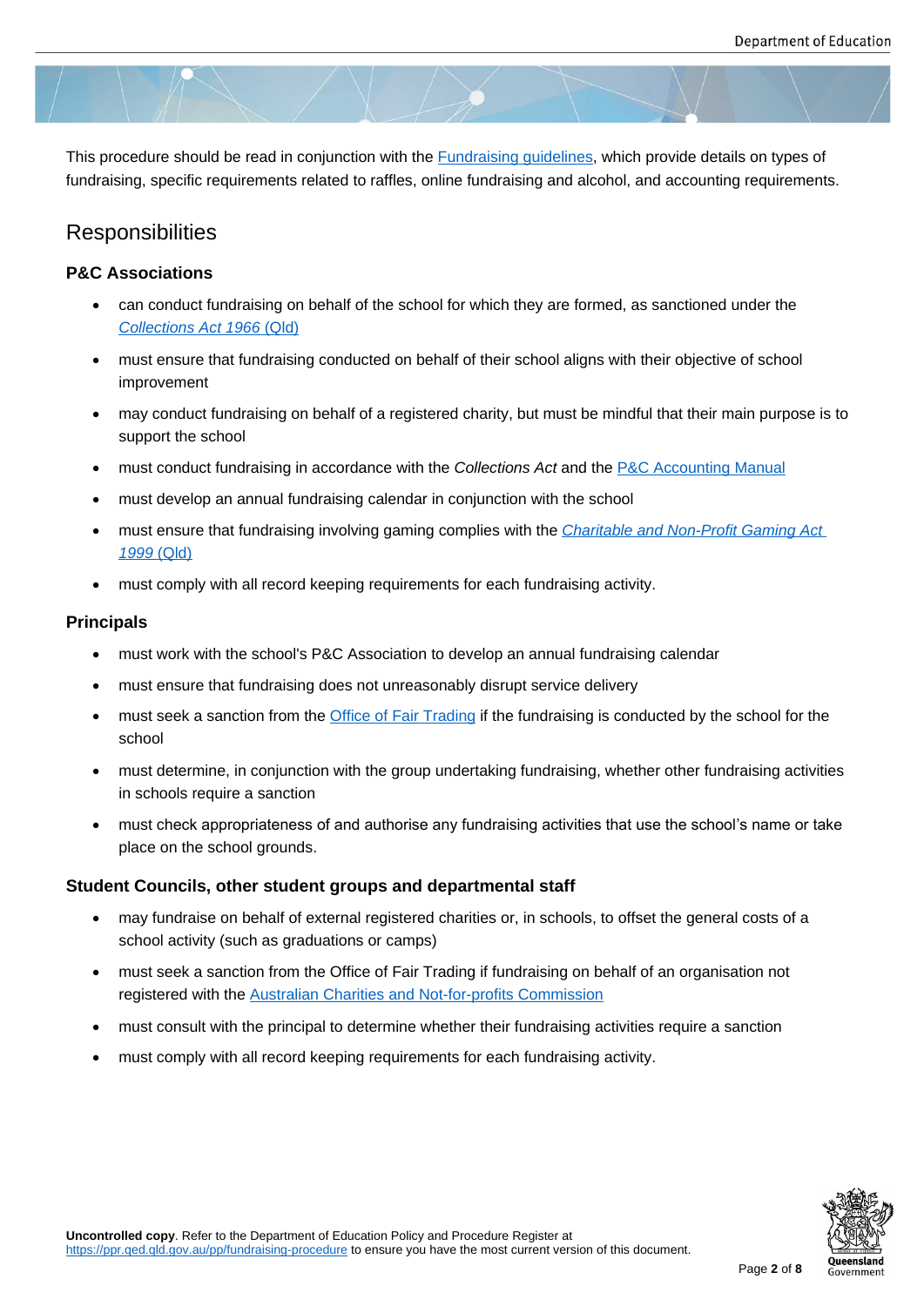This procedure should be read in conjunction with the Fundraising guidelines, which provide details on types of fundraising, specific requirements related to raffles, online fundraising and alcohol, and accounting requirements.

## Responsibilities

### P&C Associations

- can conduct fundraising on behalf of the school for which they are formed, as sanctioned under the *Collections Act 1966* (Qld)
- must ensure that fundraising conducted on behalf of their school aligns with their objective of school improvement
- may conduct fundraising on behalf of a registered charity, but must be mindful that their main purpose is to support the school
- must conduct fundraising in accordance with the *Collections Act* and the P&C Accounting Manual
- must develop an annual fundraising calendar in conjunction with the school
- must ensure that fundraising involving gaming complies with the *Charitable and Non-Profit Gaming Act 1999* (Qld)
- must comply with all record keeping requirements for each fundraising activity.

### Principals

- must work with the school's P&C Association to develop an annual fundraising calendar
- must ensure that fundraising does not unreasonably disrupt service delivery
- must seek a sanction from the Office of Fair Trading if the fundraising is conducted by the school for the school
- must determine, in conjunction with the group undertaking fundraising, whether other fundraising activities in schools require a sanction
- must check appropriateness of and authorise any fundraising activities that use the school's name or take place on the school grounds.

### Student Councils, other student groups and departmental staff

- may fundraise on behalf of external registered charities or, in schools, to offset the general costs of a school activity (such as graduations or camps)
- must seek a sanction from the Office of Fair Trading if fundraising on behalf of an organisation not registered with the Australian Charities and Not-for-profits Commission
- must consult with the principal to determine whether their fundraising activities require a sanction
- must comply with all record keeping requirements for each fundraising activity.

**Uncontrolled copy**. Refer to the Department of Education Policy and Procedure Register at https://ppr.qed.qld.gov.au/pp/fundraising-procedure to ensure you have the most current version of this document.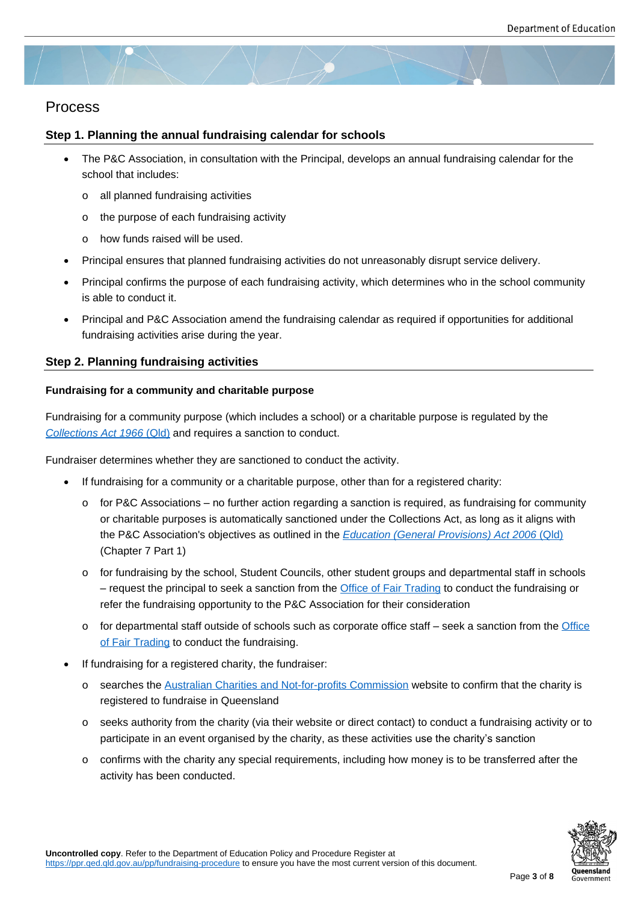# Process

## Step 1. Planning the annual fundraising calendar for schools

- The P&C Association, in consultation with the Principal, develops an annual fundraising calendar for the school that includes:
  - all planned fundraising activities
  - the purpose of each fundraising activity
  - how funds raised will be used.
- Principal ensures that planned fundraising activities do not unreasonably disrupt service delivery.
- Principal confirms the purpose of each fundraising activity, which determines who in the school community is able to conduct it.
- Principal and P&C Association amend the fundraising calendar as required if opportunities for additional fundraising activities arise during the year.

## Step 2. Planning fundraising activities

### Fundraising for a community and charitable purpose

Fundraising for a community purpose (which includes a school) or a charitable purpose is regulated by the *Collections Act 1966* (Qld) and requires a sanction to conduct.

Fundraiser determines whether they are sanctioned to conduct the activity.

- If fundraising for a community or a charitable purpose, other than for a registered charity:
  - for P&C Associations – no further action regarding a sanction is required, as fundraising for community or charitable purposes is automatically sanctioned under the Collections Act, as long as it aligns with the P&C Association's objectives as outlined in the *Education (General Provisions) Act 2006* (Qld) (Chapter 7 Part 1)
  - for fundraising by the school, Student Councils, other student groups and departmental staff in schools – request the principal to seek a sanction from the Office of Fair Trading to conduct the fundraising or refer the fundraising opportunity to the P&C Association for their consideration
  - for departmental staff outside of schools such as corporate office staff – seek a sanction from the Office of Fair Trading to conduct the fundraising.
- If fundraising for a registered charity, the fundraiser:
  - searches the Australian Charities and Not-for-profits Commission website to confirm that the charity is registered to fundraise in Queensland
  - seeks authority from the charity (via their website or direct contact) to conduct a fundraising activity or to participate in an event organised by the charity, as these activities use the charity's sanction
  - confirms with the charity any special requirements, including how money is to be transferred after the activity has been conducted.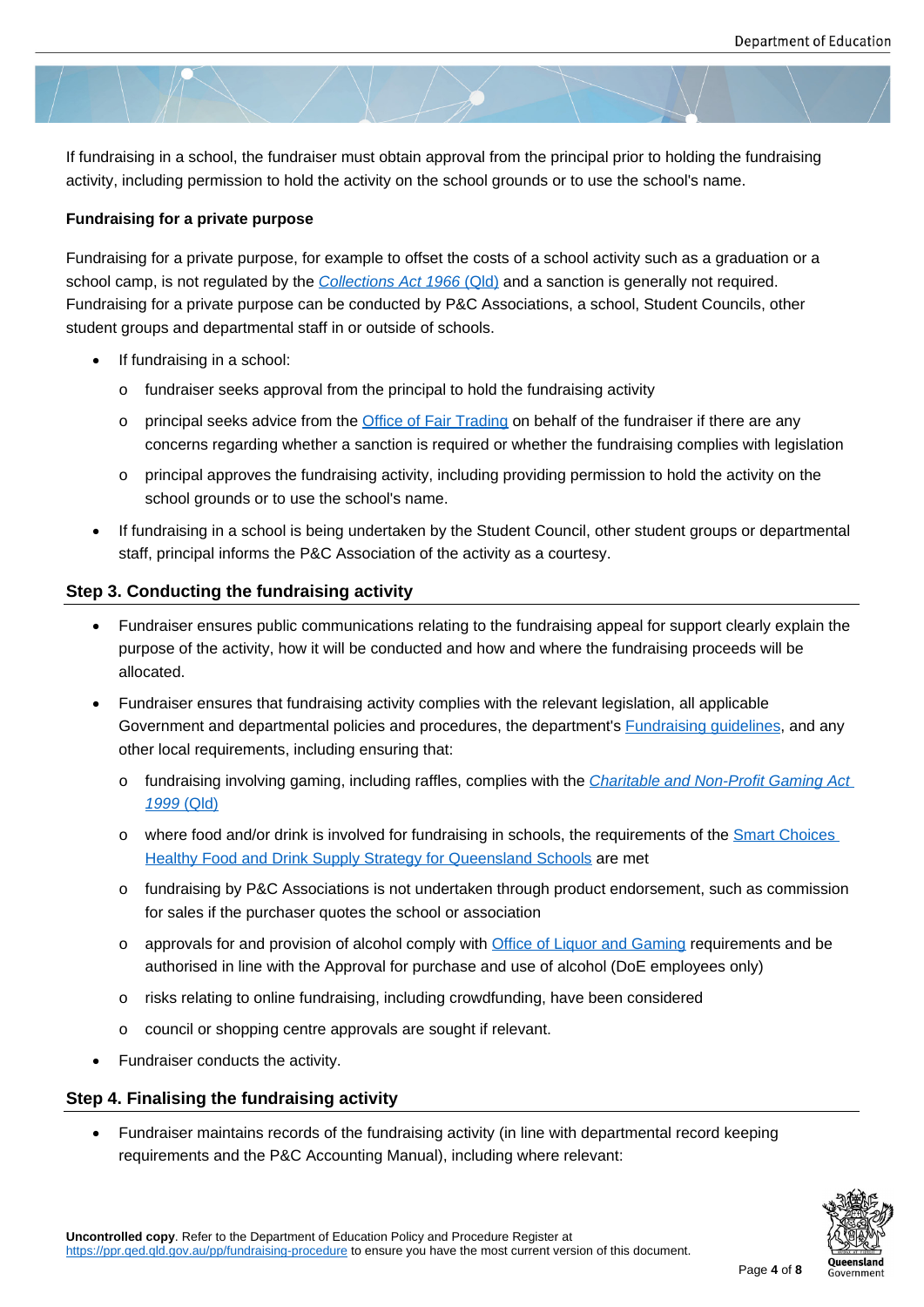If fundraising in a school, the fundraiser must obtain approval from the principal prior to holding the fundraising activity, including permission to hold the activity on the school grounds or to use the school's name.

**Fundraising for a private purpose**

Fundraising for a private purpose, for example to offset the costs of a school activity such as a graduation or a school camp, is not regulated by the *Collections Act 1966* (Qld) and a sanction is generally not required. Fundraising for a private purpose can be conducted by P&C Associations, a school, Student Councils, other student groups and departmental staff in or outside of schools.

- If fundraising in a school:
  - fundraiser seeks approval from the principal to hold the fundraising activity
  - principal seeks advice from the Office of Fair Trading on behalf of the fundraiser if there are any concerns regarding whether a sanction is required or whether the fundraising complies with legislation
  - principal approves the fundraising activity, including providing permission to hold the activity on the school grounds or to use the school's name.
- If fundraising in a school is being undertaken by the Student Council, other student groups or departmental staff, principal informs the P&C Association of the activity as a courtesy.

## Step 3. Conducting the fundraising activity

- Fundraiser ensures public communications relating to the fundraising appeal for support clearly explain the purpose of the activity, how it will be conducted and how and where the fundraising proceeds will be allocated.
- Fundraiser ensures that fundraising activity complies with the relevant legislation, all applicable Government and departmental policies and procedures, the department's Fundraising guidelines, and any other local requirements, including ensuring that:
  - fundraising involving gaming, including raffles, complies with the *Charitable and Non-Profit Gaming Act 1999* (Qld)
  - where food and/or drink is involved for fundraising in schools, the requirements of the Smart Choices Healthy Food and Drink Supply Strategy for Queensland Schools are met
  - fundraising by P&C Associations is not undertaken through product endorsement, such as commission for sales if the purchaser quotes the school or association
  - approvals for and provision of alcohol comply with Office of Liquor and Gaming requirements and be authorised in line with the Approval for purchase and use of alcohol (DoE employees only)
  - risks relating to online fundraising, including crowdfunding, have been considered
  - council or shopping centre approvals are sought if relevant.
- Fundraiser conducts the activity.

## Step 4. Finalising the fundraising activity

- Fundraiser maintains records of the fundraising activity (in line with departmental record keeping requirements and the P&C Accounting Manual), including where relevant: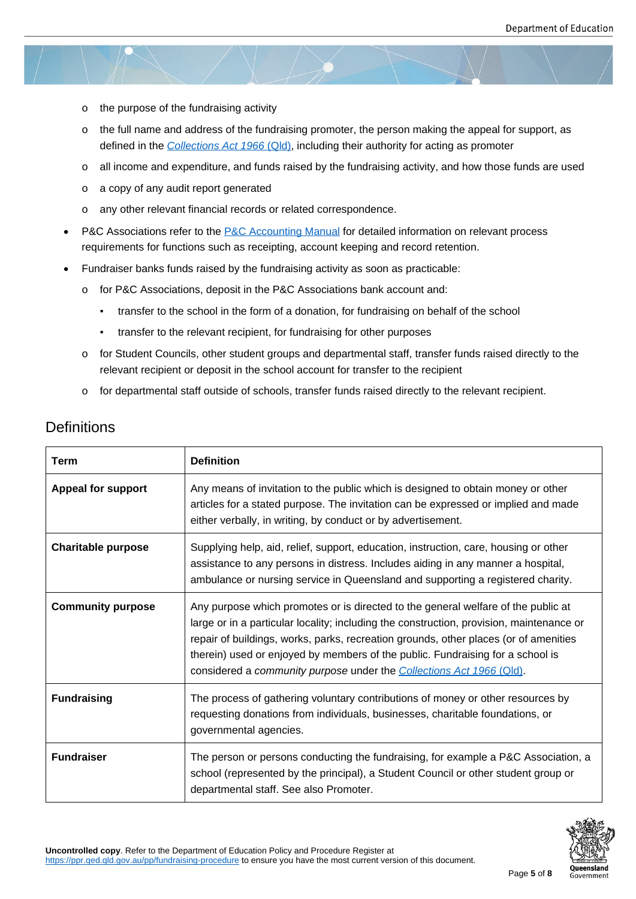- the purpose of the fundraising activity
    - the full name and address of the fundraising promoter, the person making the appeal for support, as defined in the [*Collections Act 1966* (Qld)](https://www.legislation.qld.gov.au/), including their authority for acting as promoter
    - all income and expenditure, and funds raised by the fundraising activity, and how those funds are used
    - a copy of any audit report generated
    - any other relevant financial records or related correspondence.
- P&C Associations refer to the P&C Accounting Manual for detailed information on relevant process requirements for functions such as receipting, account keeping and record retention.
- Fundraiser banks funds raised by the fundraising activity as soon as practicable:
    - for P&C Associations, deposit in the P&C Associations bank account and:
        - transfer to the school in the form of a donation, for fundraising on behalf of the school
        - transfer to the relevant recipient, for fundraising for other purposes
    - for Student Councils, other student groups and departmental staff, transfer funds raised directly to the relevant recipient or deposit in the school account for transfer to the recipient
    - for departmental staff outside of schools, transfer funds raised directly to the relevant recipient.

## Definitions

| Term | Definition |
|---|---|
| **Appeal for support** | Any means of invitation to the public which is designed to obtain money or other articles for a stated purpose. The invitation can be expressed or implied and made either verbally, in writing, by conduct or by advertisement. |
| **Charitable purpose** | Supplying help, aid, relief, support, education, instruction, care, housing or other assistance to any persons in distress. Includes aiding in any manner a hospital, ambulance or nursing service in Queensland and supporting a registered charity. |
| **Community purpose** | Any purpose which promotes or is directed to the general welfare of the public at large or in a particular locality; including the construction, provision, maintenance or repair of buildings, works, parks, recreation grounds, other places (or of amenities therein) used or enjoyed by members of the public. Fundraising for a school is considered a *community purpose* under the *Collections Act 1966* (Qld). |
| **Fundraising** | The process of gathering voluntary contributions of money or other resources by requesting donations from individuals, businesses, charitable foundations, or governmental agencies. |
| **Fundraiser** | The person or persons conducting the fundraising, for example a P&C Association, a school (represented by the principal), a Student Council or other student group or departmental staff. See also Promoter. |

**Uncontrolled copy**. Refer to the Department of Education Policy and Procedure Register at https://ppr.qed.qld.gov.au/pp/fundraising-procedure to ensure you have the most current version of this document.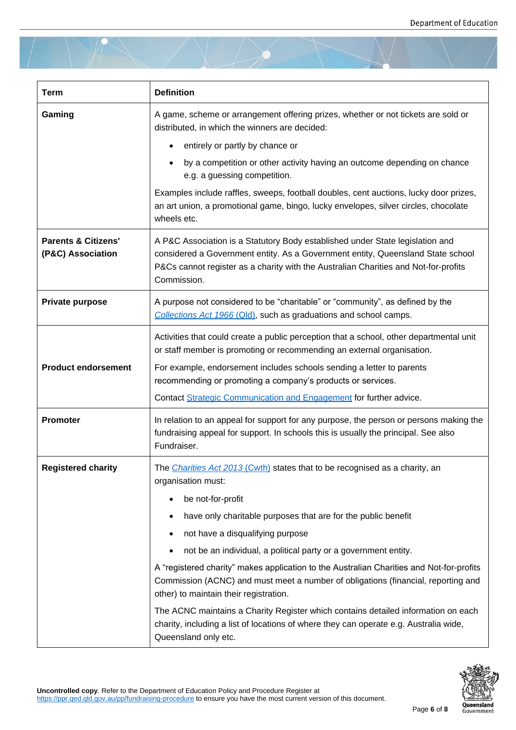| Term | Definition |
| --- | --- |
| **Gaming** | A game, scheme or arrangement offering prizes, whether or not tickets are sold or distributed, in which the winners are decided:<br>• entirely or partly by chance or<br>• by a competition or other activity having an outcome depending on chance e.g. a guessing competition.<br>Examples include raffles, sweeps, football doubles, cent auctions, lucky door prizes, an art union, a promotional game, bingo, lucky envelopes, silver circles, chocolate wheels etc. |
| **Parents & Citizens' (P&C) Association** | A P&C Association is a Statutory Body established under State legislation and considered a Government entity. As a Government entity, Queensland State school P&Cs cannot register as a charity with the Australian Charities and Not-for-profits Commission. |
| **Private purpose** | A purpose not considered to be "charitable" or "community", as defined by the *Collections Act 1966* (Qld), such as graduations and school camps. |
| **Product endorsement** | Activities that could create a public perception that a school, other departmental unit or staff member is promoting or recommending an external organisation.<br>For example, endorsement includes schools sending a letter to parents recommending or promoting a company's products or services.<br>Contact Strategic Communication and Engagement for further advice. |
| **Promoter** | In relation to an appeal for support for any purpose, the person or persons making the fundraising appeal for support. In schools this is usually the principal. See also Fundraiser. |
| **Registered charity** | The *Charities Act 2013* (Cwth) states that to be recognised as a charity, an organisation must:<br>• be not-for-profit<br>• have only charitable purposes that are for the public benefit<br>• not have a disqualifying purpose<br>• not be an individual, a political party or a government entity.<br>A "registered charity" makes application to the Australian Charities and Not-for-profits Commission (ACNC) and must meet a number of obligations (financial, reporting and other) to maintain their registration.<br>The ACNC maintains a Charity Register which contains detailed information on each charity, including a list of locations of where they can operate e.g. Australia wide, Queensland only etc. |

**Uncontrolled copy**. Refer to the Department of Education Policy and Procedure Register at https://ppr.qed.qld.gov.au/pp/fundraising-procedure to ensure you have the most current version of this document.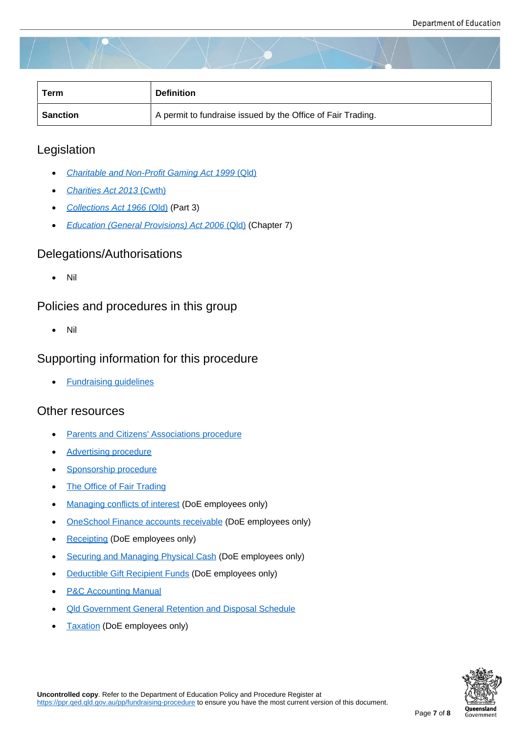| Term | Definition |
|---|---|
| **Sanction** | A permit to fundraise issued by the Office of Fair Trading. |

## Legislation

- *Charitable and Non-Profit Gaming Act 1999* (Qld)
- *Charities Act 2013* (Cwth)
- *Collections Act 1966* (Qld) (Part 3)
- *Education (General Provisions) Act 2006* (Qld) (Chapter 7)

## Delegations/Authorisations

- Nil

## Policies and procedures in this group

- Nil

## Supporting information for this procedure

- Fundraising guidelines

## Other resources

- Parents and Citizens' Associations procedure
- Advertising procedure
- Sponsorship procedure
- The Office of Fair Trading
- Managing conflicts of interest (DoE employees only)
- OneSchool Finance accounts receivable (DoE employees only)
- Receipting (DoE employees only)
- Securing and Managing Physical Cash (DoE employees only)
- Deductible Gift Recipient Funds (DoE employees only)
- P&C Accounting Manual
- Qld Government General Retention and Disposal Schedule
- Taxation (DoE employees only)

**Uncontrolled copy**. Refer to the Department of Education Policy and Procedure Register at https://ppr.qed.qld.gov.au/pp/fundraising-procedure to ensure you have the most current version of this document.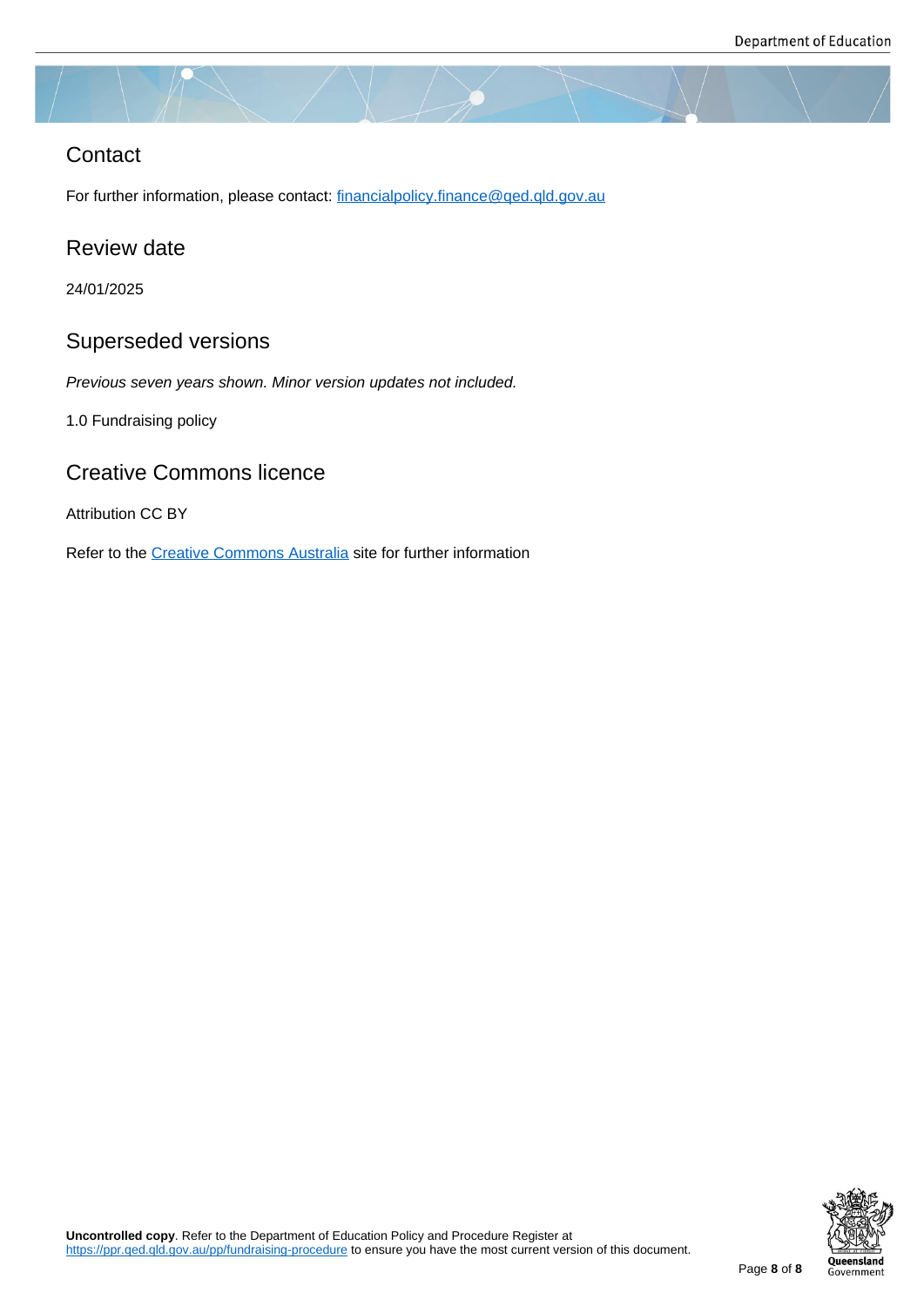## Contact

For further information, please contact: [financialpolicy.finance@qed.qld.gov.au](mailto:financialpolicy.finance@qed.qld.gov.au)

## Review date

24/01/2025

## Superseded versions

*Previous seven years shown. Minor version updates not included.*

1.0 Fundraising policy

## Creative Commons licence

Attribution CC BY

Refer to the [Creative Commons Australia](#) site for further information

**Uncontrolled copy**. Refer to the Department of Education Policy and Procedure Register at [https://ppr.qed.qld.gov.au/pp/fundraising-procedure](https://ppr.qed.qld.gov.au/pp/fundraising-procedure) to ensure you have the most current version of this document.